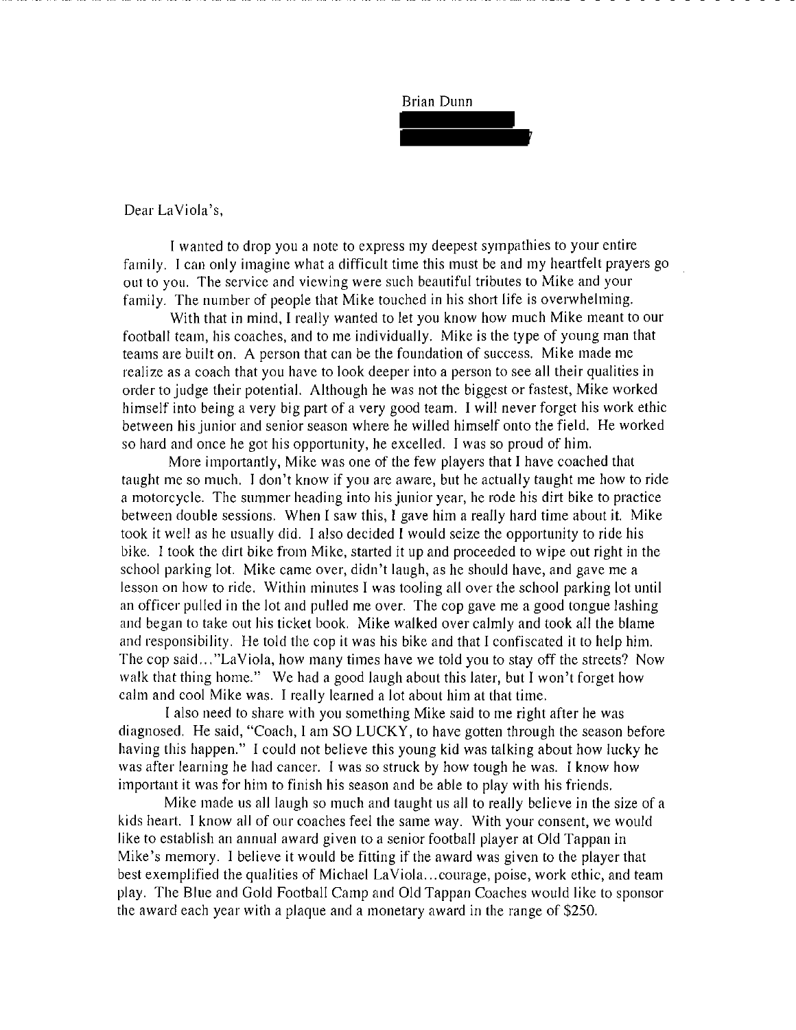Brian Dunn

Dear LaViola's,

I wanted to drop you a note to express my deepest sympathies to your entire family. I can only imagine what a difficult time this must be and my heartfelt prayers go out to you. The service and viewing were such beautiful tributes to Mike and your family. The number of people that Mike touched in his short life is overwhelming.

With that in mind, I really wanted to let you know how much Mike meant to our football team, his coaches, and to me individually. Mike is the type of young man that teams are built on. A person that can be the foundation of success. Mike made me realize as a coach that you have to look deeper into a person to see all their qualities in order to judge their potential. Although he was not the biggest or fastest, Mike worked himself into being a very big part of a very good team. I will never forget his work ethic between his junior and senior season where he willed himself onto the field. He worked so hard and once he got his opportunity, he excelled. I was so proud of him.

More importantly, Mike was one of the few players that I have coached that taught me so much. I don't know if you are aware, but he actually taught me how to ride a motorcycle. The summer heading into his junior year, he rode his dirt bike to practice between double sessions. When I saw this, I gave him a really hard time about it. Mike took it well as he usually did. I also decided I would seize the opportunity to ride his bike. I took the dirt bike from Mike, started it up and proceeded to wipe out right in the school parking lot. Mike came over, didn't laugh, as he should have, and gave me a lesson on how to ride. Within minutes I was tooling all over the school parking lot until an officer pulled in the lot and pulled me over. The cop gave me a good tongue lashing and began to take out his ticket book. Mike walked over calmly and took all the blame and responsibility. He told the cop it was his bike and that I confiscated it to help him. The cop said…"LaViola, how many times have we told you to stay off the streets? Now walk that thing home." We had a good laugh about this later, but I won't forget how calm and cool Mike was. I really learned a lot about him at that time.

I also need to share with you something Mike said to me right after he was diagnosed. He said, "Coach, I am SO LUCKY, to have gotten through the season before having this happen." I could not believe this young kid was talking about how lucky he was after learning he had cancer. I was so struck by how tough he was. I know how important it was for him to finish his season and be able to play with his friends.

Mike made us all laugh so much and taught us all to really believe in the size of a kids heart. I know all of our coaches feel the same way. With your consent, we would like to establish an annual award given to a senior football player at Old Tappan in Mike's memory. I believe it would be fitting if the award was given to the player that best exemplified the qualities of Michael LaViola…courage, poise, work ethic, and team play. The Blue and Gold Football Camp and Old Tappan Coaches would like to sponsor the award each year with a plaque and a monetary award in the range of $250.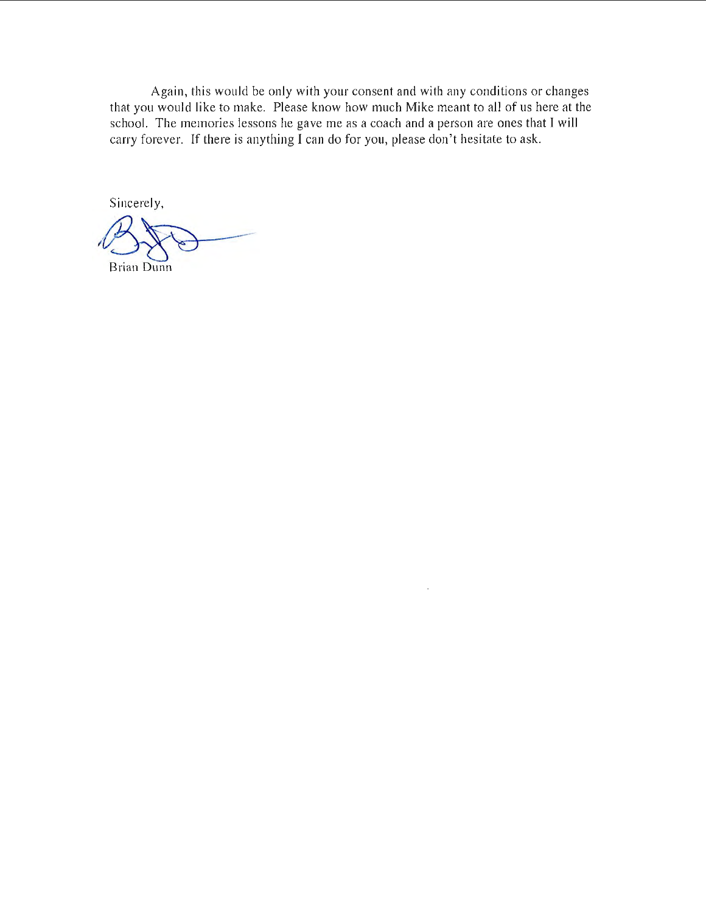Again, this would be only with your consent and with any conditions or changes that you would like to make. Please know how much Mike meant to all of us here at the school. The memories lessons he gave me as a coach and a person are ones that I will carry forever. If there is anything I can do for you, please don't hesitate to ask.

Sincerely,

Brian Dunn